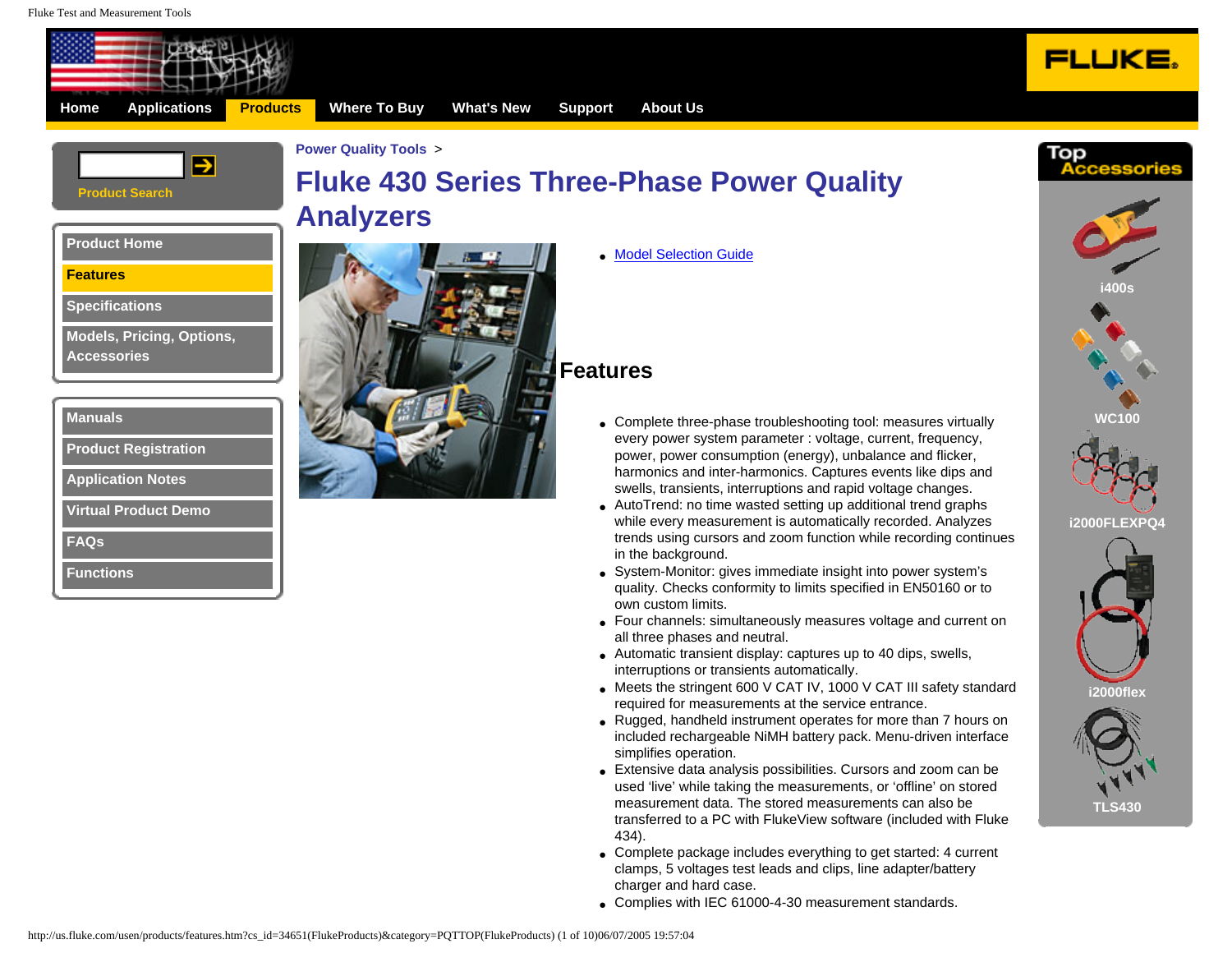Home | Applications | Products | Where To Buy | What's New | Support | About Us

Product Search

- Product Home
- Features
- Specifications
- Models, Pricing, Options, Accessories

- Manuals
- Product Registration
- Application Notes
- Virtual Product Demo
- FAQs
- Functions

Power Quality Tools >

# Fluke 430 Series Three-Phase Power Quality Analyzers

- Model Selection Guide

## Features

- Complete three-phase troubleshooting tool: measures virtually every power system parameter : voltage, current, frequency, power, power consumption (energy), unbalance and flicker, harmonics and inter-harmonics. Captures events like dips and swells, transients, interruptions and rapid voltage changes.
- AutoTrend: no time wasted setting up additional trend graphs while every measurement is automatically recorded. Analyzes trends using cursors and zoom function while recording continues in the background.
- System-Monitor: gives immediate insight into power system's quality. Checks conformity to limits specified in EN50160 or to own custom limits.
- Four channels: simultaneously measures voltage and current on all three phases and neutral.
- Automatic transient display: captures up to 40 dips, swells, interruptions or transients automatically.
- Meets the stringent 600 V CAT IV, 1000 V CAT III safety standard required for measurements at the service entrance.
- Rugged, handheld instrument operates for more than 7 hours on included rechargeable NiMH battery pack. Menu-driven interface simplifies operation.
- Extensive data analysis possibilities. Cursors and zoom can be used 'live' while taking the measurements, or 'offline' on stored measurement data. The stored measurements can also be transferred to a PC with FlukeView software (included with Fluke 434).
- Complete package includes everything to get started: 4 current clamps, 5 voltages test leads and clips, line adapter/battery charger and hard case.
- Complies with IEC 61000-4-30 measurement standards.

Top Accessories

- i400s
- WC100
- i2000FLEXPQ4
- i2000flex
- TLS430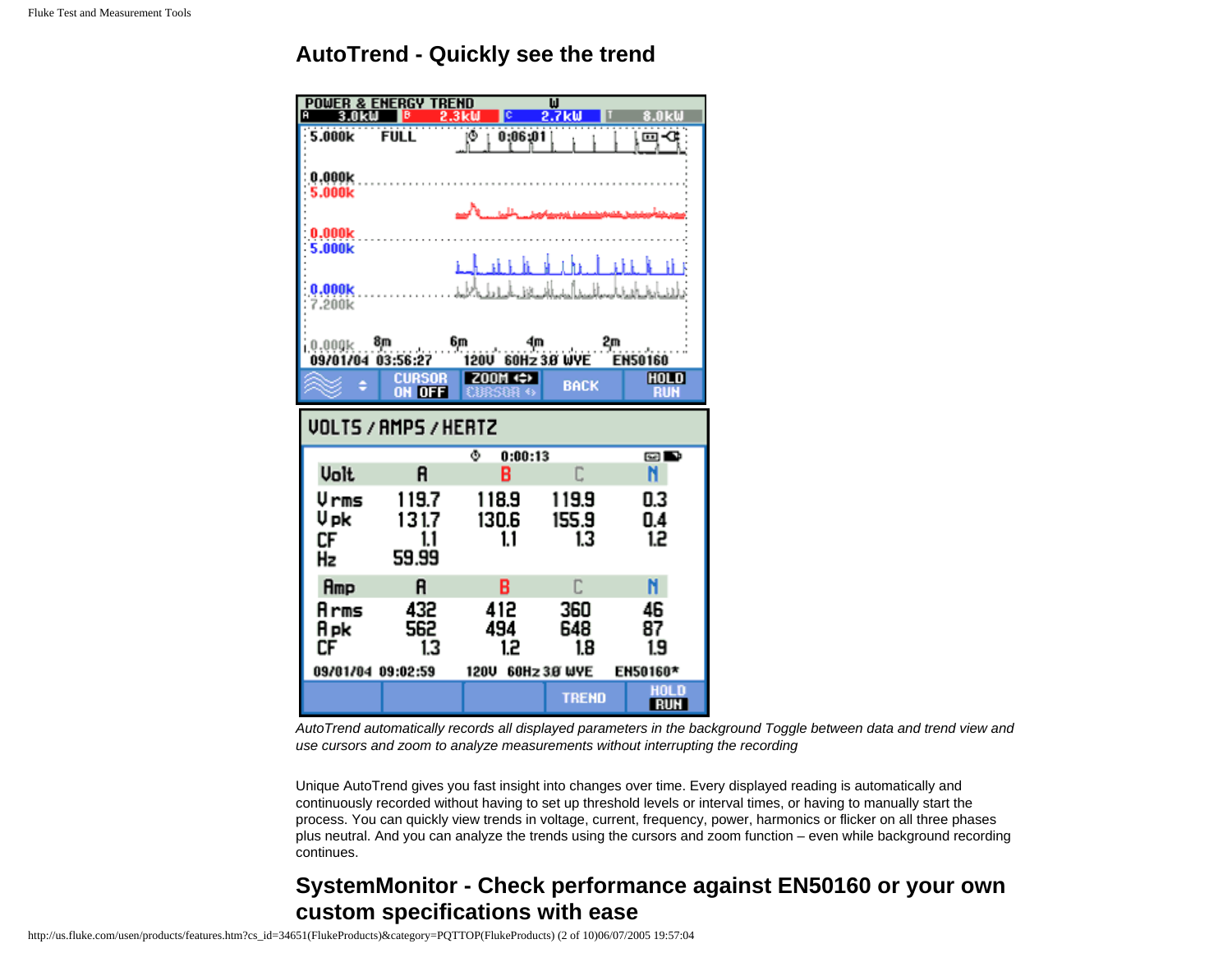## AutoTrend - Quickly see the trend

*AutoTrend automatically records all displayed parameters in the background Toggle between data and trend view and use cursors and zoom to analyze measurements without interrupting the recording*

Unique AutoTrend gives you fast insight into changes over time. Every displayed reading is automatically and continuously recorded without having to set up threshold levels or interval times, or having to manually start the process. You can quickly view trends in voltage, current, frequency, power, harmonics or flicker on all three phases plus neutral. And you can analyze the trends using the cursors and zoom function – even while background recording continues.

## SystemMonitor - Check performance against EN50160 or your own custom specifications with ease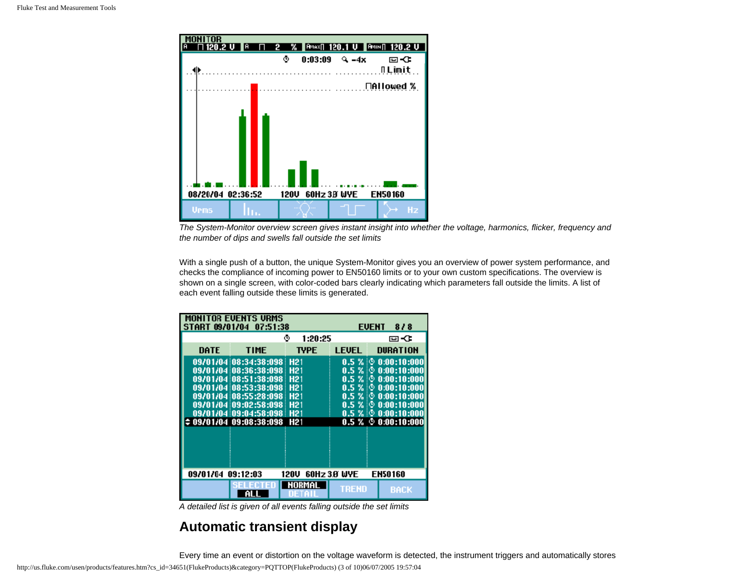*The System-Monitor overview screen gives instant insight into whether the voltage, harmonics, flicker, frequency and the number of dips and swells fall outside the set limits*

With a single push of a button, the unique System-Monitor gives you an overview of power system performance, and checks the compliance of incoming power to EN50160 limits or to your own custom specifications. The overview is shown on a single screen, with color-coded bars clearly indicating which parameters fall outside the limits. A list of each event falling outside these limits is generated.

*A detailed list is given of all events falling outside the set limits*

## Automatic transient display

Every time an event or distortion on the voltage waveform is detected, the instrument triggers and automatically stores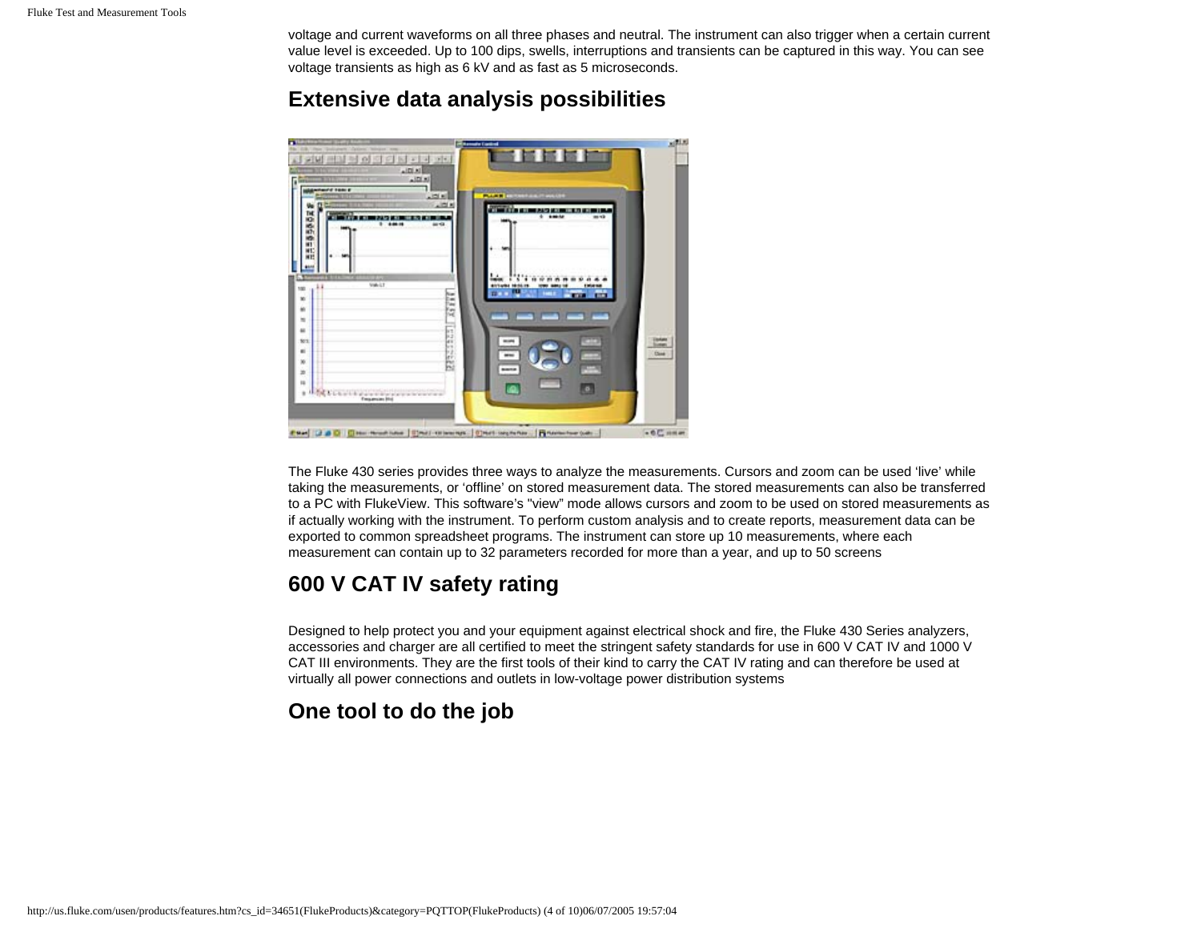voltage and current waveforms on all three phases and neutral. The instrument can also trigger when a certain current value level is exceeded. Up to 100 dips, swells, interruptions and transients can be captured in this way. You can see voltage transients as high as 6 kV and as fast as 5 microseconds.

## Extensive data analysis possibilities

The Fluke 430 series provides three ways to analyze the measurements. Cursors and zoom can be used ‘live’ while taking the measurements, or ‘offline’ on stored measurement data. The stored measurements can also be transferred to a PC with FlukeView. This software’s "view" mode allows cursors and zoom to be used on stored measurements as if actually working with the instrument. To perform custom analysis and to create reports, measurement data can be exported to common spreadsheet programs. The instrument can store up 10 measurements, where each measurement can contain up to 32 parameters recorded for more than a year, and up to 50 screens

## 600 V CAT IV safety rating

Designed to help protect you and your equipment against electrical shock and fire, the Fluke 430 Series analyzers, accessories and charger are all certified to meet the stringent safety standards for use in 600 V CAT IV and 1000 V CAT III environments. They are the first tools of their kind to carry the CAT IV rating and can therefore be used at virtually all power connections and outlets in low-voltage power distribution systems

## One tool to do the job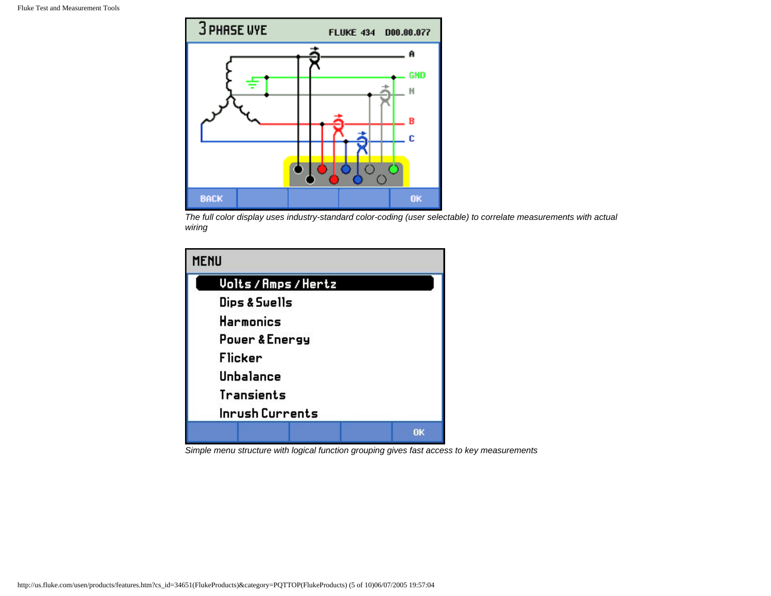*The full color display uses industry-standard color-coding (user selectable) to correlate measurements with actual wiring*

*Simple menu structure with logical function grouping gives fast access to key measurements*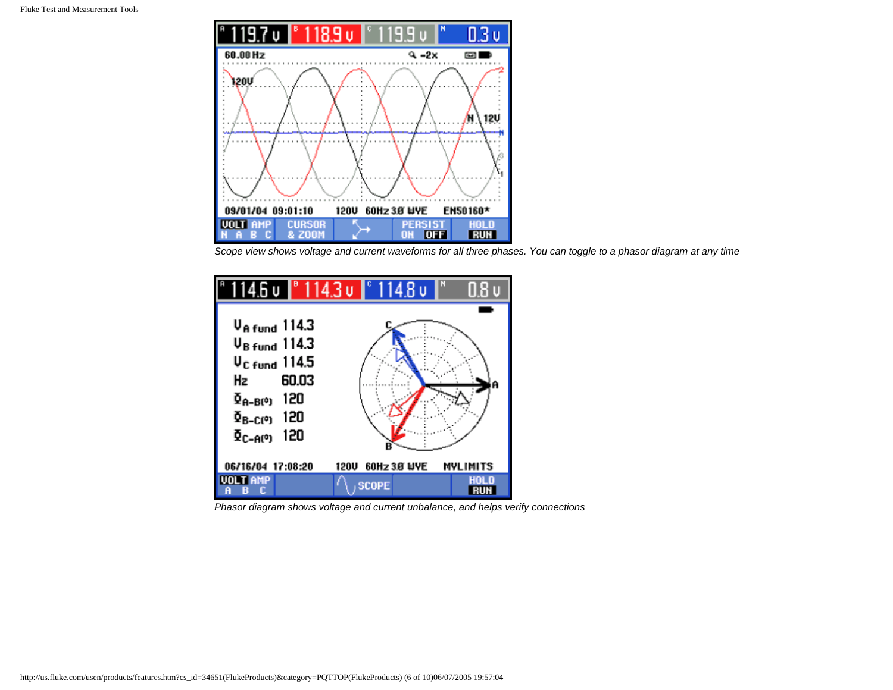Scope view shows voltage and current waveforms for all three phases. You can toggle to a phasor diagram at any time

Phasor diagram shows voltage and current unbalance, and helps verify connections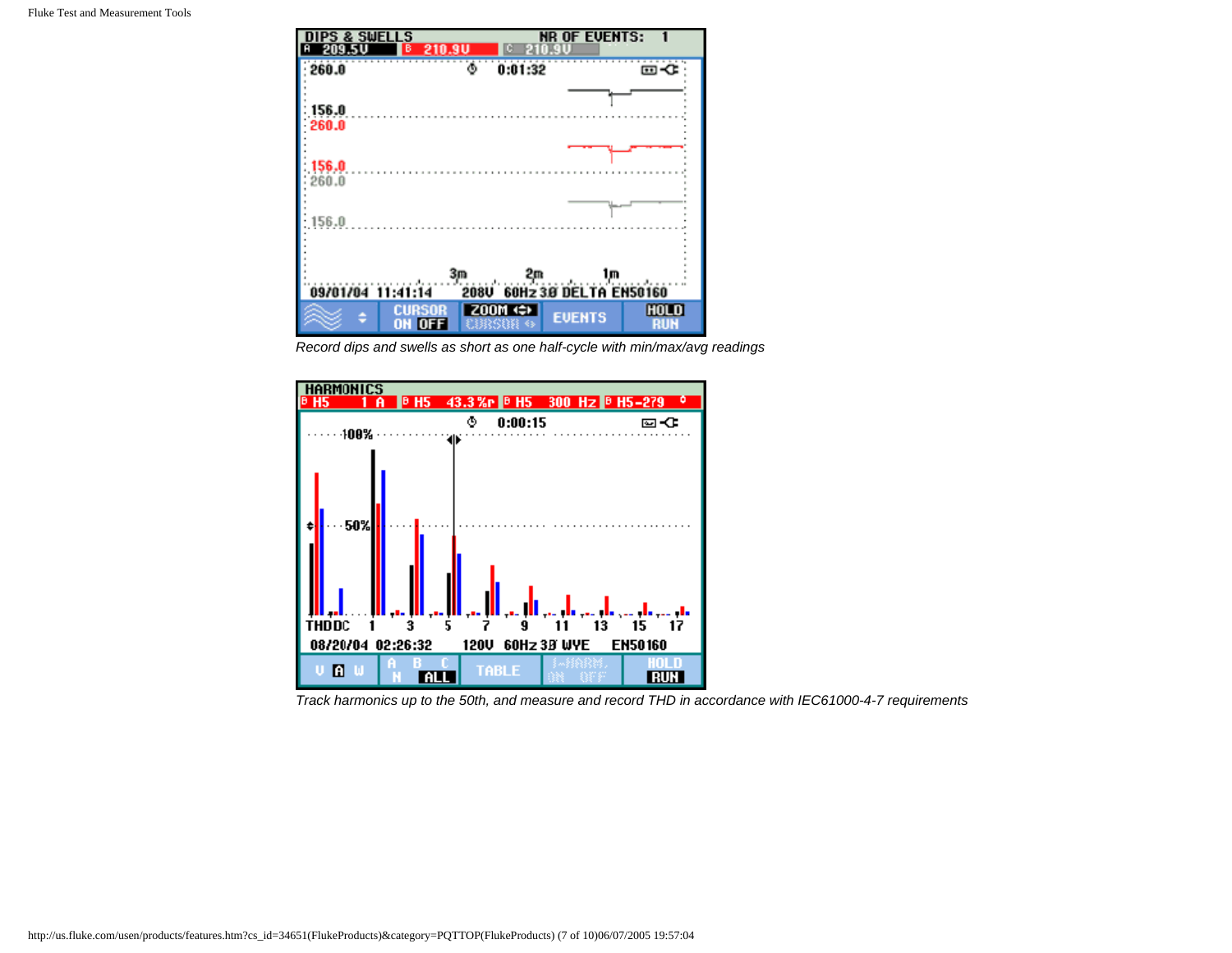Record dips and swells as short as one half-cycle with min/max/avg readings

Track harmonics up to the 50th, and measure and record THD in accordance with IEC61000-4-7 requirements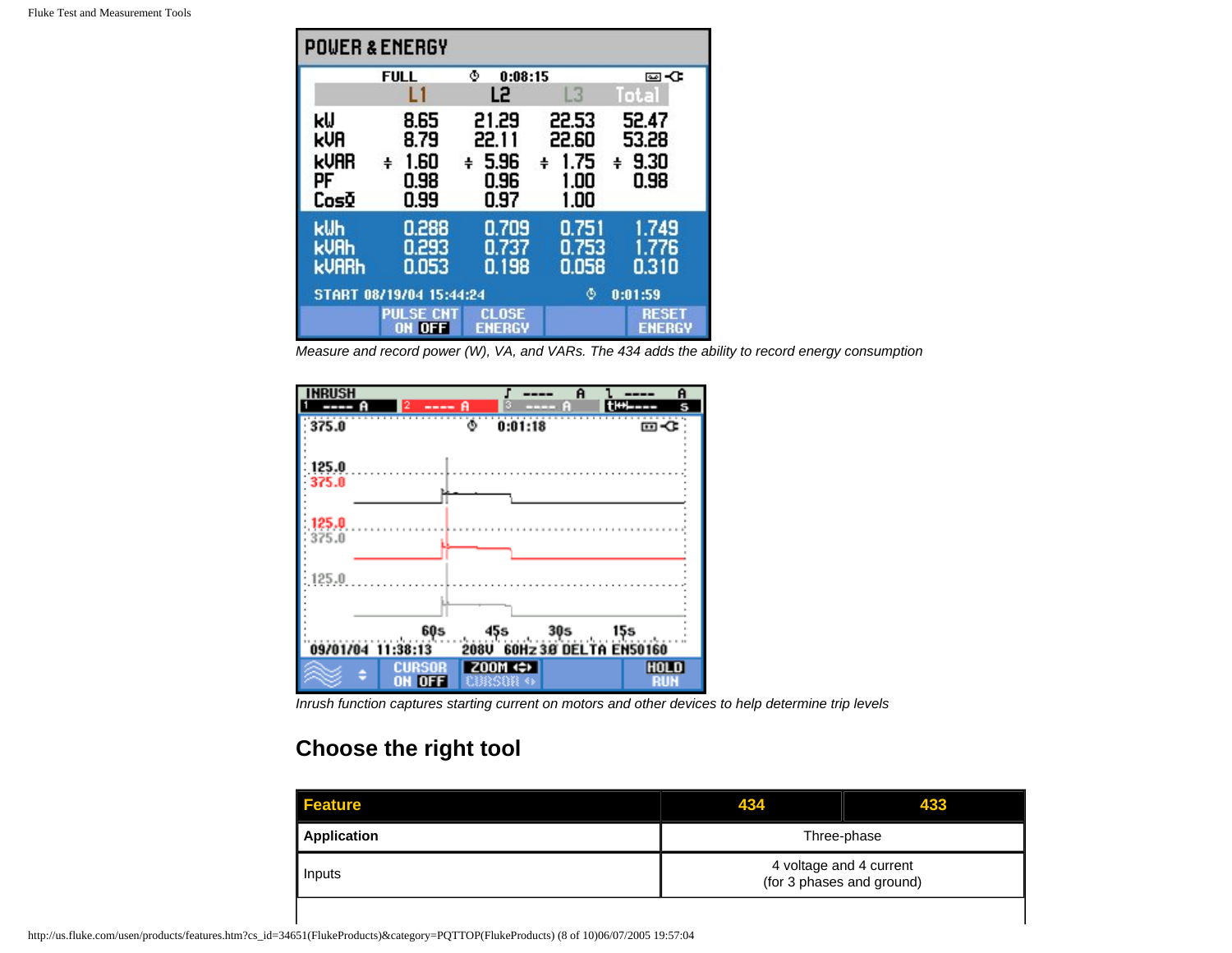Measure and record power (W), VA, and VARs. The 434 adds the ability to record energy consumption

Inrush function captures starting current on motors and other devices to help determine trip levels

## Choose the right tool

| Feature | 434 | 433 |
| --- | --- | --- |
| Application | Three-phase | |
| Inputs | 4 voltage and 4 current (for 3 phases and ground) | |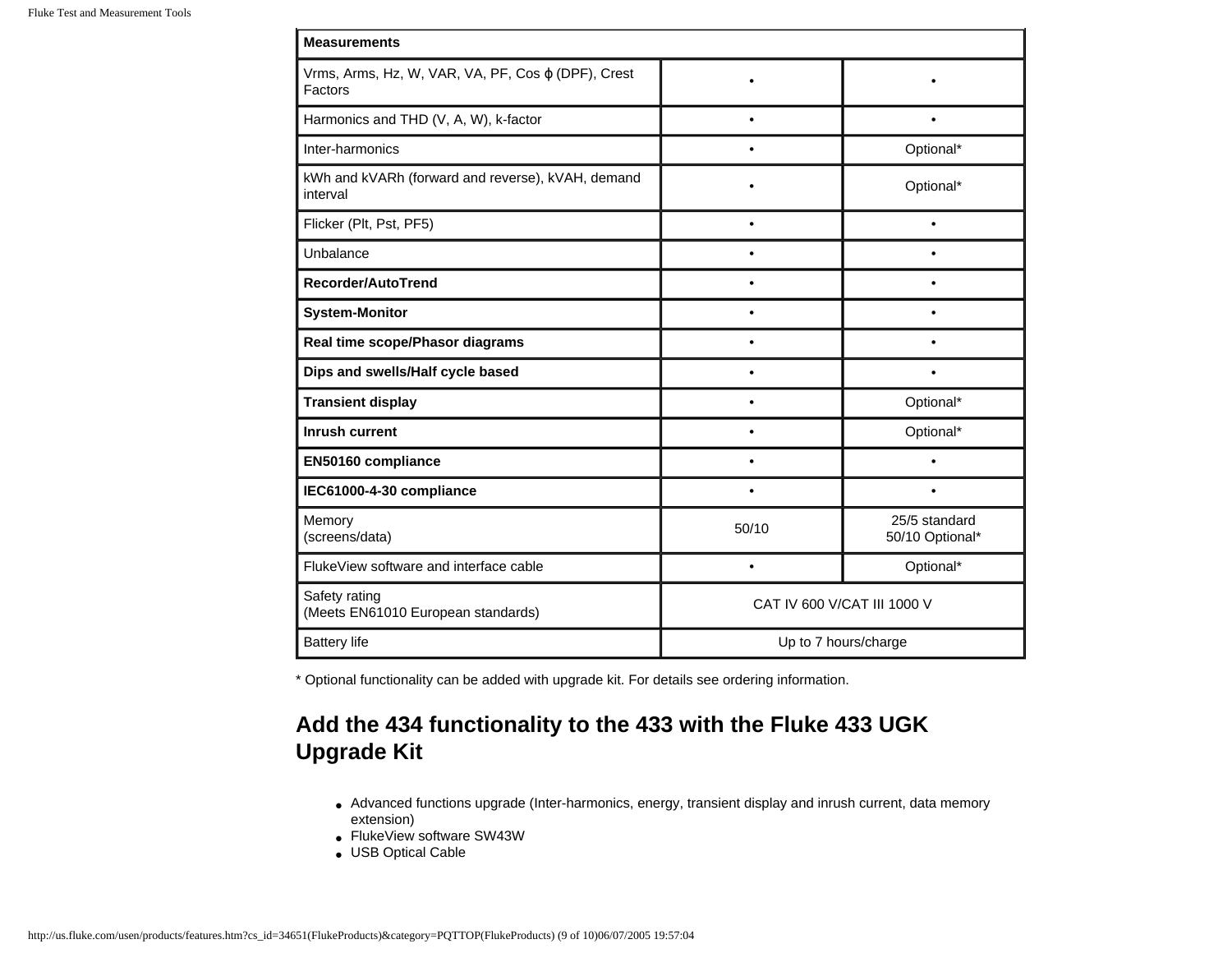| **Measurements** | | |
|---|---|---|
| Vrms, Arms, Hz, W, VAR, VA, PF, Cos ϕ (DPF), Crest Factors | • | • |
| Harmonics and THD (V, A, W), k-factor | • | • |
| Inter-harmonics | • | Optional* |
| kWh and kVARh (forward and reverse), kVAH, demand interval | • | Optional* |
| Flicker (Plt, Pst, PF5) | • | • |
| Unbalance | • | • |
| **Recorder/AutoTrend** | • | • |
| **System-Monitor** | • | • |
| **Real time scope/Phasor diagrams** | • | • |
| **Dips and swells/Half cycle based** | • | • |
| **Transient display** | • | Optional* |
| **Inrush current** | • | Optional* |
| **EN50160 compliance** | • | • |
| **IEC61000-4-30 compliance** | • | • |
| Memory (screens/data) | 50/10 | 25/5 standard 50/10 Optional* |
| FlukeView software and interface cable | • | Optional* |
| Safety rating (Meets EN61010 European standards) | CAT IV 600 V/CAT III 1000 V | |
| Battery life | Up to 7 hours/charge | |

* Optional functionality can be added with upgrade kit. For details see ordering information.

## Add the 434 functionality to the 433 with the Fluke 433 UGK Upgrade Kit

- Advanced functions upgrade (Inter-harmonics, energy, transient display and inrush current, data memory extension)
- FlukeView software SW43W
- USB Optical Cable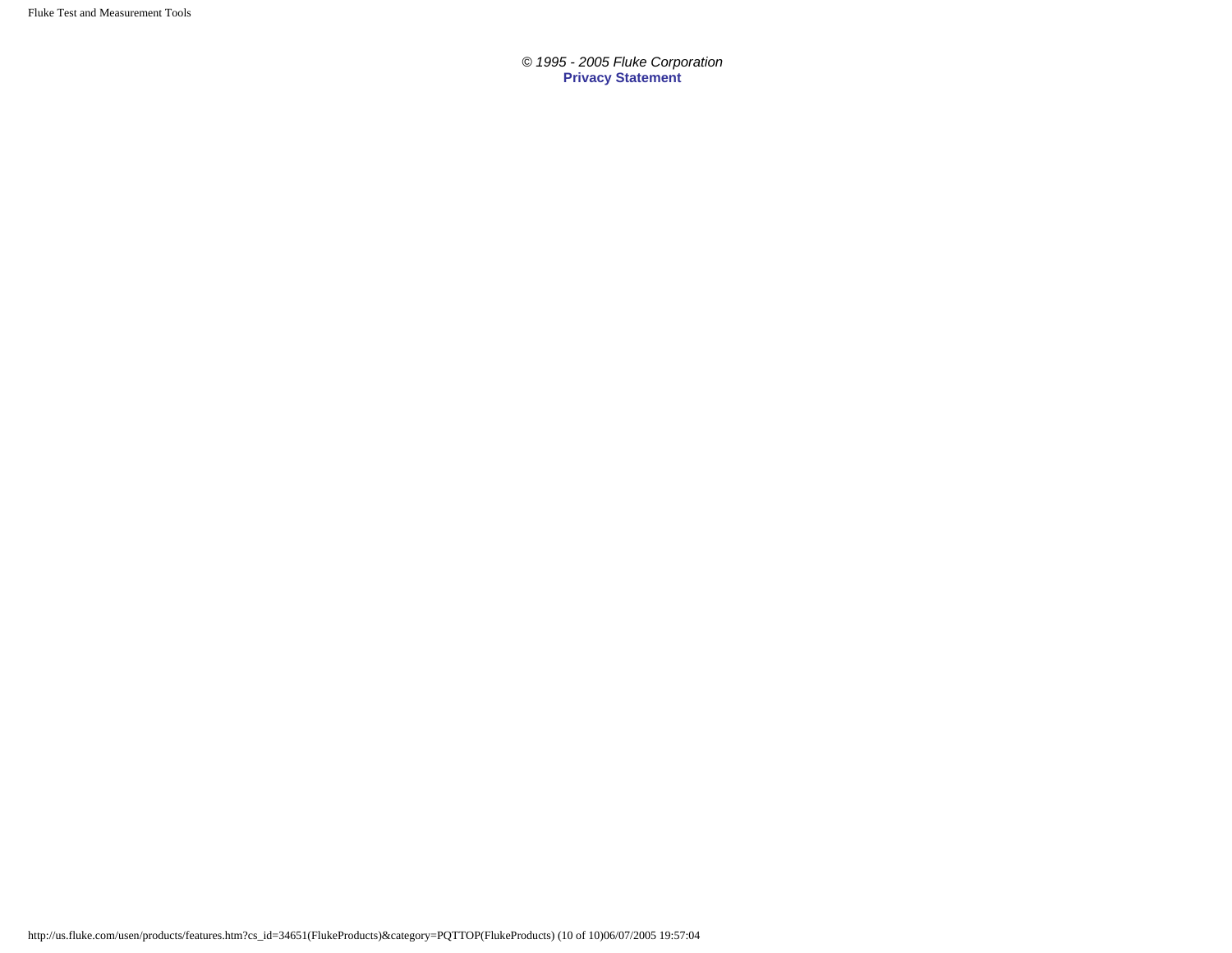*© 1995 - 2005 Fluke Corporation*
**Privacy Statement**